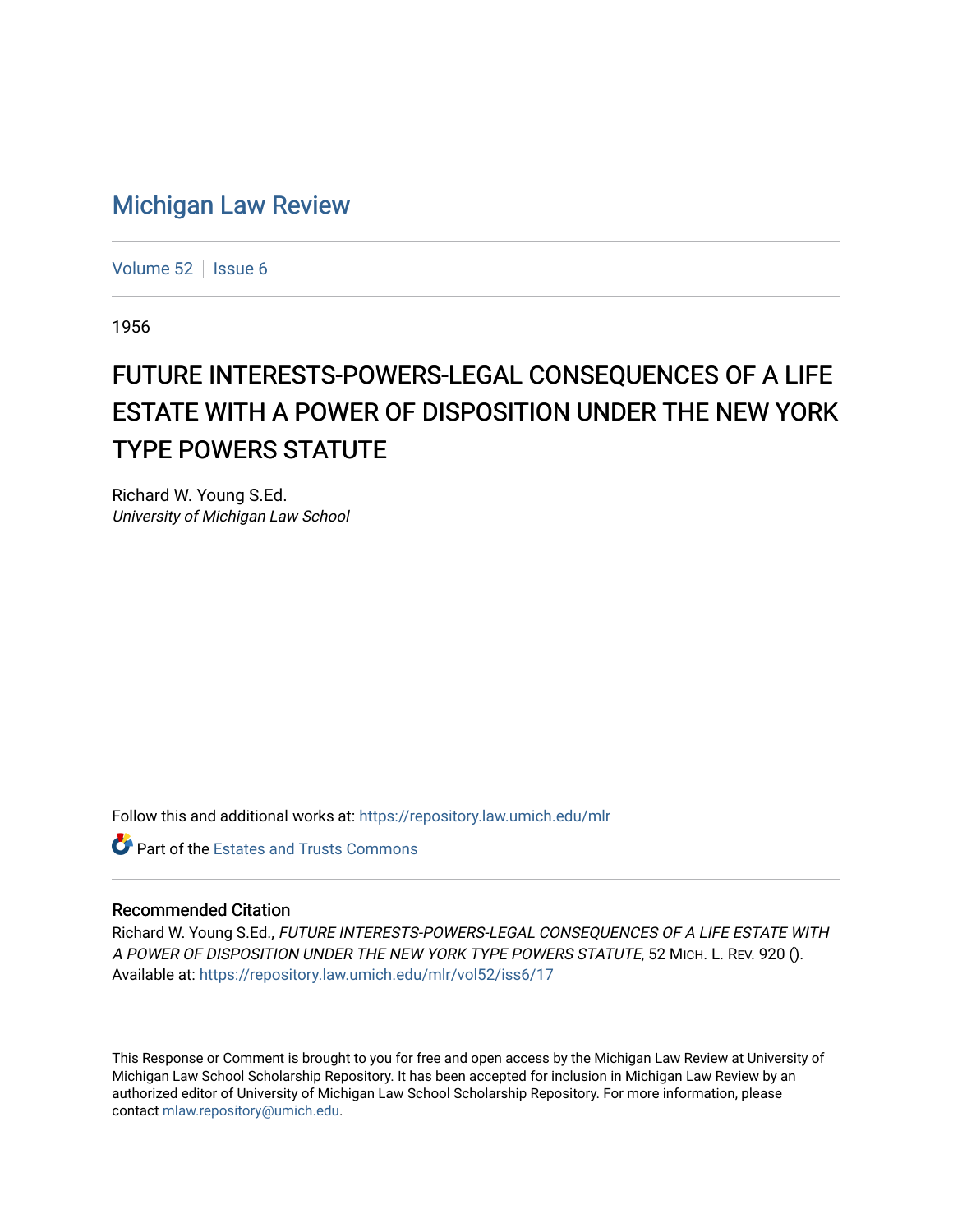# Michigan Law Review

Volume 52 | Issue 6

1956

## FUTURE INTERESTS-POWERS-LEGAL CONSEQUENCES OF A LIFE ESTATE WITH A POWER OF DISPOSITION UNDER THE NEW YORK TYPE POWERS STATUTE

Richard W. Young S.Ed.
*University of Michigan Law School*

Follow this and additional works at: https://repository.law.umich.edu/mlr

Part of the Estates and Trusts Commons

### Recommended Citation

Richard W. Young S.Ed., *FUTURE INTERESTS-POWERS-LEGAL CONSEQUENCES OF A LIFE ESTATE WITH A POWER OF DISPOSITION UNDER THE NEW YORK TYPE POWERS STATUTE*, 52 MICH. L. REV. 920 ().
Available at: https://repository.law.umich.edu/mlr/vol52/iss6/17

This Response or Comment is brought to you for free and open access by the Michigan Law Review at University of Michigan Law School Scholarship Repository. It has been accepted for inclusion in Michigan Law Review by an authorized editor of University of Michigan Law School Scholarship Repository. For more information, please contact mlaw.repository@umich.edu.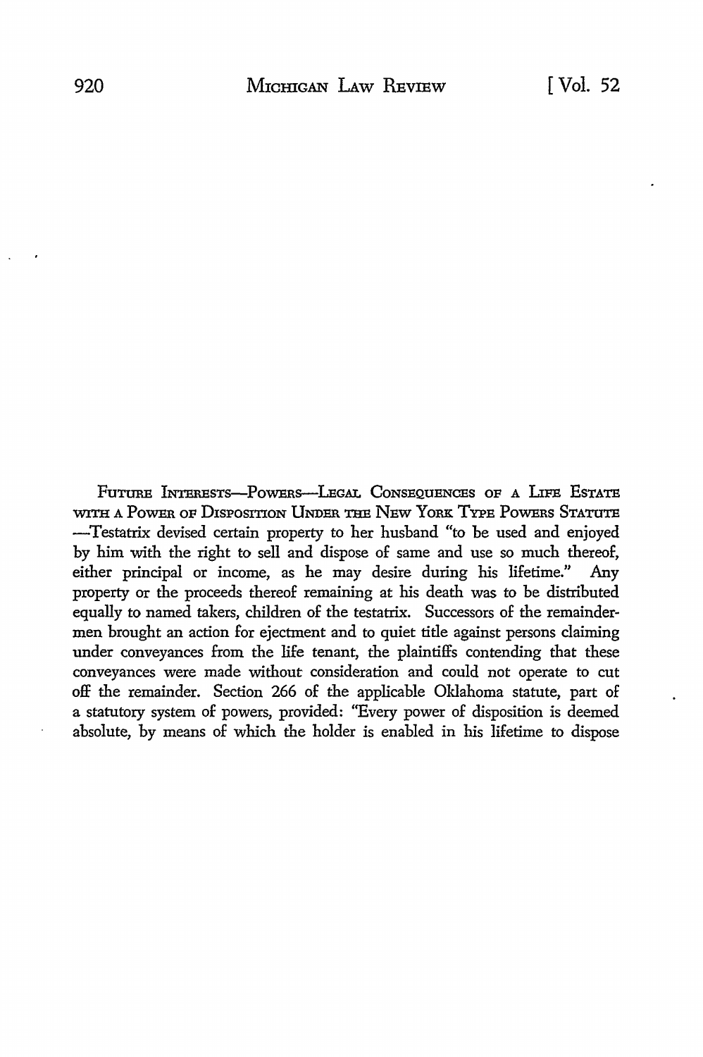FUTURE INTERESTS—POWERS—LEGAL CONSEQUENCES OF A LIFE ESTATE WITH A POWER OF DISPOSITION UNDER THE NEW YORK TYPE POWERS STATUTE —Testatrix devised certain property to her husband "to be used and enjoyed by him with the right to sell and dispose of same and use so much thereof, either principal or income, as he may desire during his lifetime." Any property or the proceeds thereof remaining at his death was to be distributed equally to named takers, children of the testatrix. Successors of the remaindermen brought an action for ejectment and to quiet title against persons claiming under conveyances from the life tenant, the plaintiffs contending that these conveyances were made without consideration and could not operate to cut off the remainder. Section 266 of the applicable Oklahoma statute, part of a statutory system of powers, provided: "Every power of disposition is deemed absolute, by means of which the holder is enabled in his lifetime to dispose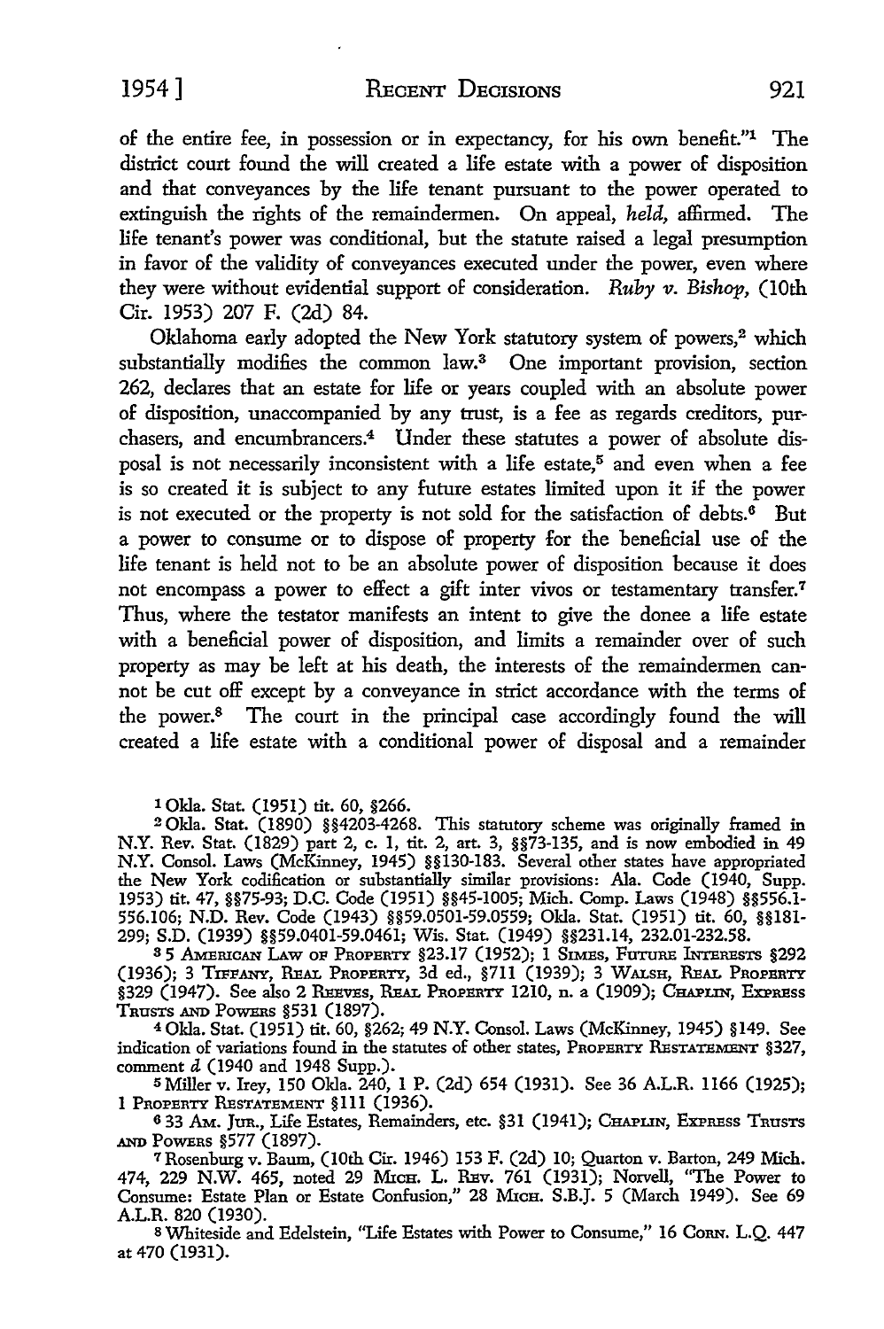of the entire fee, in possession or in expectancy, for his own benefit."[1] The district court found the will created a life estate with a power of disposition and that conveyances by the life tenant pursuant to the power operated to extinguish the rights of the remaindermen. On appeal, *held,* affirmed. The life tenant's power was conditional, but the statute raised a legal presumption in favor of the validity of conveyances executed under the power, even where they were without evidential support of consideration. *Ruby v. Bishop,* (10th Cir. 1953) 207 F. (2d) 84.

Oklahoma early adopted the New York statutory system of powers,[2] which substantially modifies the common law.[3] One important provision, section 262, declares that an estate for life or years coupled with an absolute power of disposition, unaccompanied by any trust, is a fee as regards creditors, purchasers, and encumbrancers.[4] Under these statutes a power of absolute disposal is not necessarily inconsistent with a life estate,[5] and even when a fee is so created it is subject to any future estates limited upon it if the power is not executed or the property is not sold for the satisfaction of debts.[6] But a power to consume or to dispose of property for the beneficial use of the life tenant is held not to be an absolute power of disposition because it does not encompass a power to effect a gift inter vivos or testamentary transfer.[7] Thus, where the testator manifests an intent to give the donee a life estate with a beneficial power of disposition, and limits a remainder over of such property as may be left at his death, the interests of the remaindermen cannot be cut off except by a conveyance in strict accordance with the terms of the power.[8] The court in the principal case accordingly found the will created a life estate with a conditional power of disposal and a remainder

---

[1] Okla. Stat. (1951) tit. 60, §266.

[2] Okla. Stat. (1890) §§4203-4268. This statutory scheme was originally framed in N.Y. Rev. Stat. (1829) part 2, c. 1, tit. 2, art. 3, §§73-135, and is now embodied in 49 N.Y. Consol. Laws (McKinney, 1945) §§130-183. Several other states have appropriated the New York codification or substantially similar provisions: Ala. Code (1940, Supp. 1953) tit. 47, §§75-93; D.C. Code (1951) §§45-1005; Mich. Comp. Laws (1948) §§556.1-556.106; N.D. Rev. Code (1943) §§59.0501-59.0559; Okla. Stat. (1951) tit. 60, §§181-299; S.D. (1939) §§59.0401-59.0461; Wis. Stat. (1949) §§231.14, 232.01-232.58.

[3] 5 AMERICAN LAW OF PROPERTY §23.17 (1952); 1 SIMES, FUTURE INTERESTS §292 (1936); 3 TIFFANY, REAL PROPERTY, 3d ed., §711 (1939); 3 WALSH, REAL PROPERTY §329 (1947). See also 2 REEVES, REAL PROPERTY 1210, n. a (1909); CHAPLIN, EXPRESS TRUSTS AND POWERS §531 (1897).

[4] Okla. Stat. (1951) tit. 60, §262; 49 N.Y. Consol. Laws (McKinney, 1945) §149. See indication of variations found in the statutes of other states, PROPERTY RESTATEMENT §327, comment *d* (1940 and 1948 Supp.).

[5] Miller v. Irey, 150 Okla. 240, 1 P. (2d) 654 (1931). See 36 A.L.R. 1166 (1925); 1 PROPERTY RESTATEMENT §111 (1936).

[6] 33 AM. JUR., Life Estates, Remainders, etc. §31 (1941); CHAPLIN, EXPRESS TRUSTS AND POWERS §577 (1897).

[7] Rosenburg v. Baum, (10th Cir. 1946) 153 F. (2d) 10; Quarton v. Barton, 249 Mich. 474, 229 N.W. 465, noted 29 MICH. L. REV. 761 (1931); Norvell, "The Power to Consume: Estate Plan or Estate Confusion," 28 MICH. S.B.J. 5 (March 1949). See 69 A.L.R. 820 (1930).

[8] Whiteside and Edelstein, "Life Estates with Power to Consume," 16 CORN. L.Q. 447 at 470 (1931).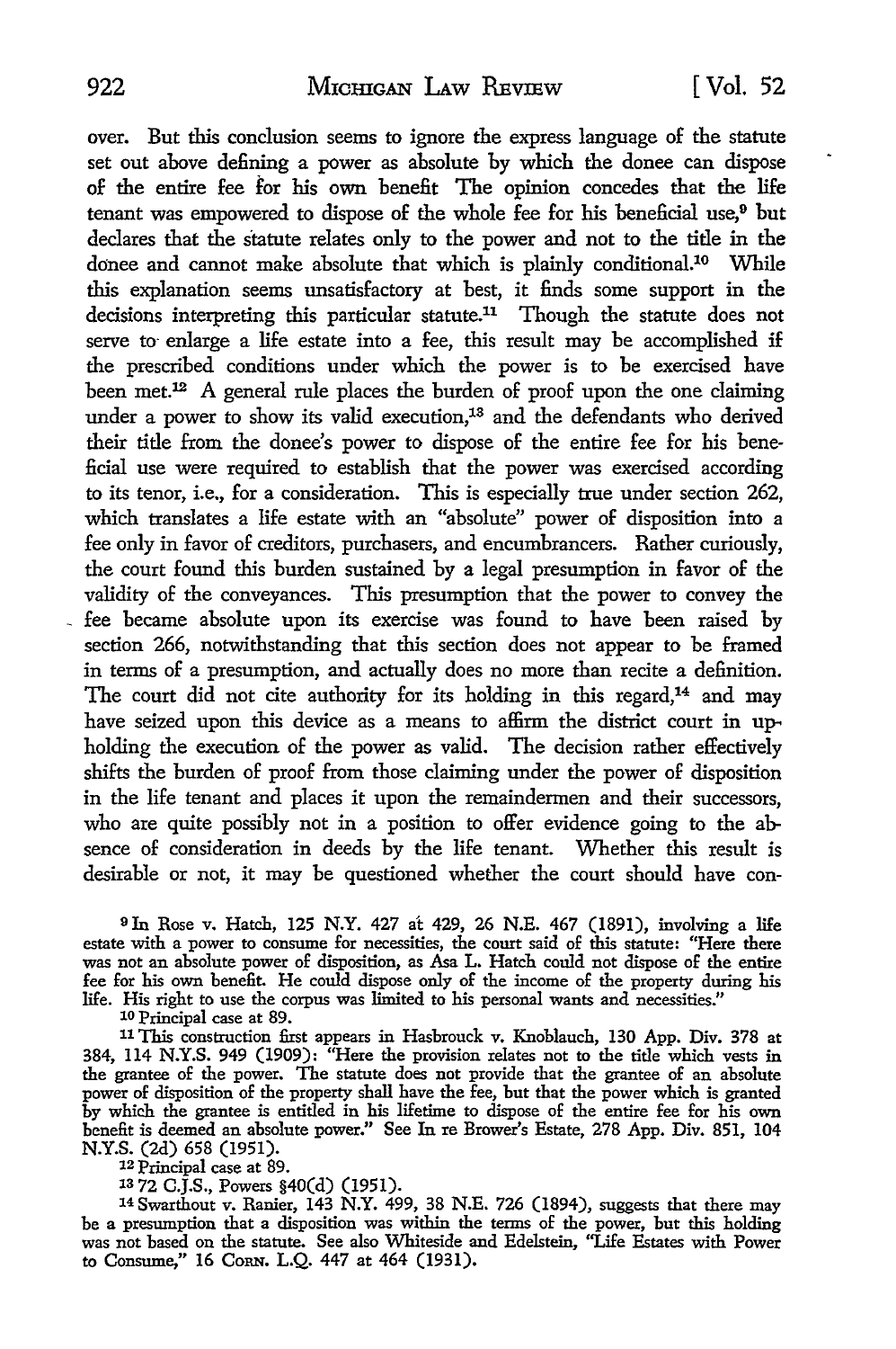over. But this conclusion seems to ignore the express language of the statute set out above defining a power as absolute by which the donee can dispose of the entire fee for his own benefit The opinion concedes that the life tenant was empowered to dispose of the whole fee for his beneficial use,[9] but declares that the statute relates only to the power and not to the title in the donee and cannot make absolute that which is plainly conditional.[10] While this explanation seems unsatisfactory at best, it finds some support in the decisions interpreting this particular statute.[11] Though the statute does not serve to enlarge a life estate into a fee, this result may be accomplished if the prescribed conditions under which the power is to be exercised have been met.[12] A general rule places the burden of proof upon the one claiming under a power to show its valid execution,[13] and the defendants who derived their title from the donee's power to dispose of the entire fee for his beneficial use were required to establish that the power was exercised according to its tenor, i.e., for a consideration. This is especially true under section 262, which translates a life estate with an "absolute" power of disposition into a fee only in favor of creditors, purchasers, and encumbrancers. Rather curiously, the court found this burden sustained by a legal presumption in favor of the validity of the conveyances. This presumption that the power to convey the fee became absolute upon its exercise was found to have been raised by section 266, notwithstanding that this section does not appear to be framed in terms of a presumption, and actually does no more than recite a definition. The court did not cite authority for its holding in this regard,[14] and may have seized upon this device as a means to affirm the district court in upholding the execution of the power as valid. The decision rather effectively shifts the burden of proof from those claiming under the power of disposition in the life tenant and places it upon the remaindermen and their successors, who are quite possibly not in a position to offer evidence going to the absence of consideration in deeds by the life tenant. Whether this result is desirable or not, it may be questioned whether the court should have con-

[9] In Rose v. Hatch, 125 N.Y. 427 at 429, 26 N.E. 467 (1891), involving a life estate with a power to consume for necessities, the court said of this statute: "Here there was not an absolute power of disposition, as Asa L. Hatch could not dispose of the entire fee for his own benefit. He could dispose only of the income of the property during his life. His right to use the corpus was limited to his personal wants and necessities."

[10] Principal case at 89.

[11] This construction first appears in Hasbrouck v. Knoblauch, 130 App. Div. 378 at 384, 114 N.Y.S. 949 (1909): "Here the provision relates not to the title which vests in the grantee of the power. The statute does not provide that the grantee of an absolute power of disposition of the property shall have the fee, but that the power which is granted by which the grantee is entitled in his lifetime to dispose of the entire fee for his own benefit is deemed an absolute power." See In re Brower's Estate, 278 App. Div. 851, 104 N.Y.S. (2d) 658 (1951).

[12] Principal case at 89.

[13] 72 C.J.S., Powers §40(d) (1951).

[14] Swarthout v. Ranier, 143 N.Y. 499, 38 N.E. 726 (1894), suggests that there may be a presumption that a disposition was within the terms of the power, but this holding was not based on the statute. See also Whiteside and Edelstein, "Life Estates with Power to Consume," 16 CORN. L.Q. 447 at 464 (1931).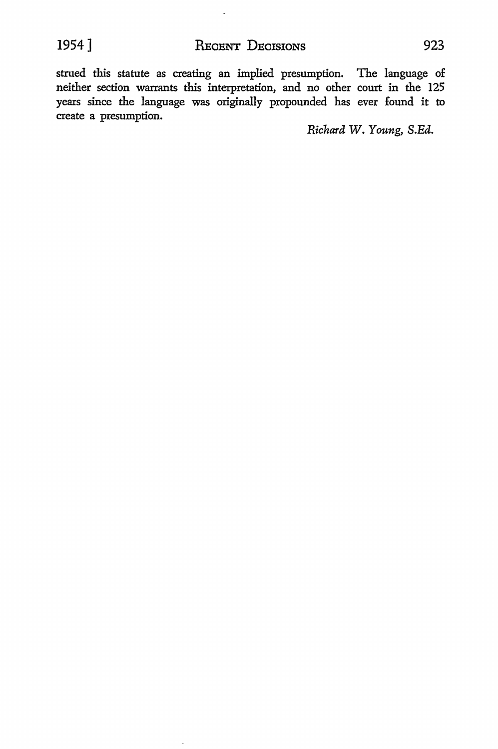strued this statute as creating an implied presumption. The language of neither section warrants this interpretation, and no other court in the 125 years since the language was originally propounded has ever found it to create a presumption.

*Richard W. Young, S.Ed.*